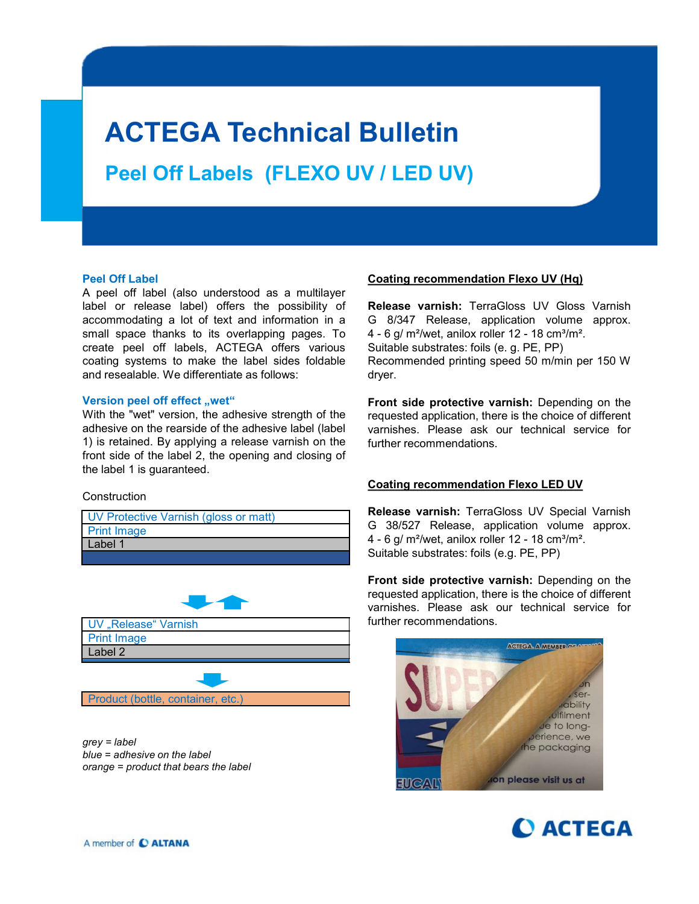# ACTEGA Technical Bulletin

## Peel Off Labels (FLEXO UV / LED UV)

### Peel Off Label

A peel off label (also understood as a multilayer label or release label) offers the possibility of accommodating a lot of text and information in a small space thanks to its overlapping pages. To create peel off labels, ACTEGA offers various coating systems to make the label sides foldable and resealable. We differentiate as follows:

### Version peel off effect „wet“

With the "wet" version, the adhesive strength of the adhesive on the rearside of the adhesive label (label 1) is retained. By applying a release varnish on the front side of the label 2, the opening and closing of the label 1 is guaranteed.

Construction

| UV Protective Varnish (gloss or matt) |
|---|
| Print Image |
| Label 1 |
| |

| UV „Release“ Varnish |
|---|
| Print Image |
| Label 2 |
| |

| Product (bottle, container, etc.) |
|---|

*grey = label*
*blue = adhesive on the label*
*orange = product that bears the label*

### Coating recommendation Flexo UV (Hg)

**Release varnish:** TerraGloss UV Gloss Varnish G 8/347 Release, application volume approx. 4 - 6 g/ m²/wet, anilox roller 12 - 18 cm³/m².
Suitable substrates: foils (e. g. PE, PP)
Recommended printing speed 50 m/min per 150 W dryer.

**Front side protective varnish:** Depending on the requested application, there is the choice of different varnishes. Please ask our technical service for further recommendations.

### Coating recommendation Flexo LED UV

**Release varnish:** TerraGloss UV Special Varnish G 38/527 Release, application volume approx. 4 - 6 g/ m²/wet, anilox roller 12 - 18 cm³/m².
Suitable substrates: foils (e.g. PE, PP)

**Front side protective varnish:** Depending on the requested application, there is the choice of different varnishes. Please ask our technical service for further recommendations.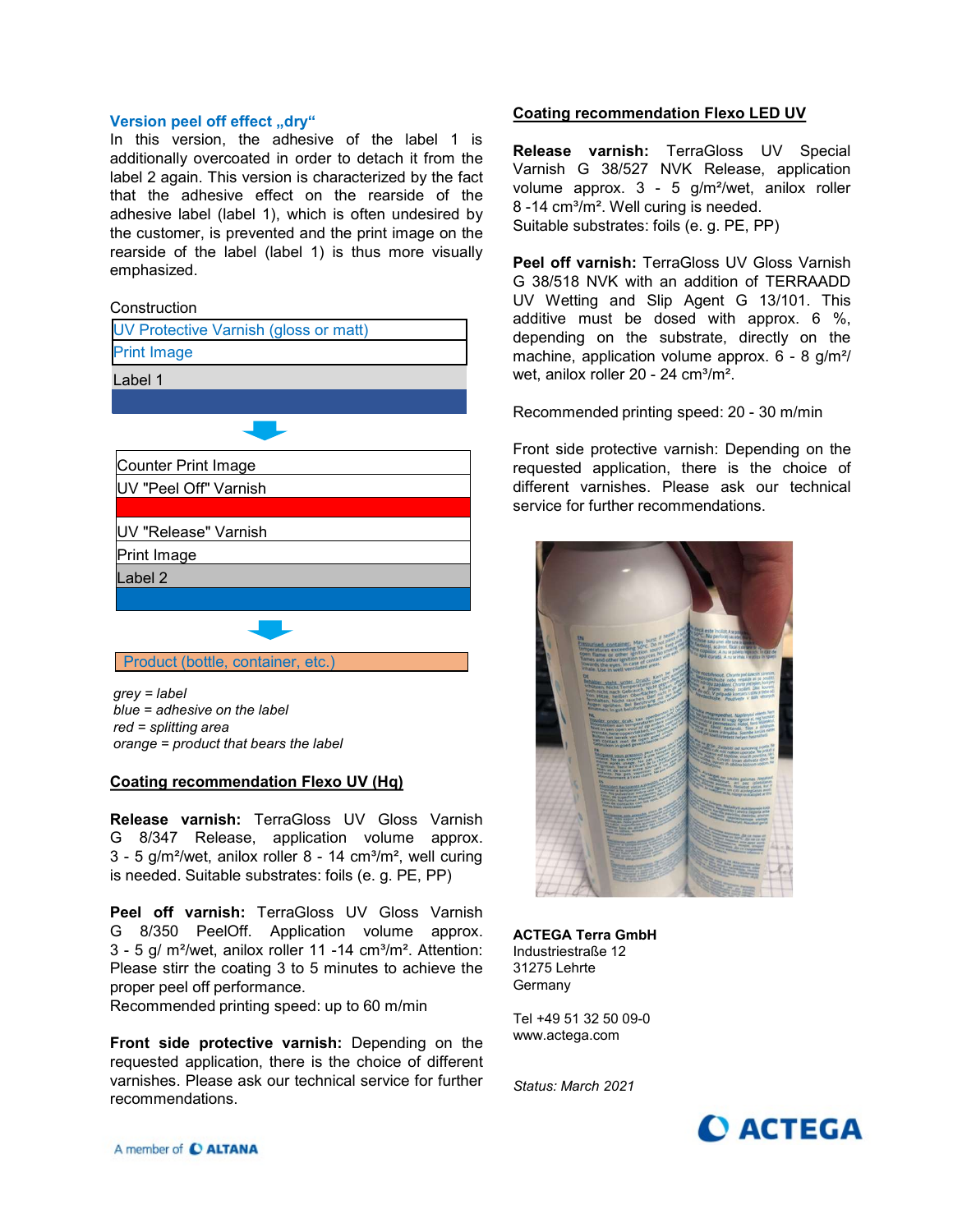### Version peel off effect „dry“

In this version, the adhesive of the label 1 is additionally overcoated in order to detach it from the label 2 again. This version is characterized by the fact that the adhesive effect on the rearside of the adhesive label (label 1), which is often undesired by the customer, is prevented and the print image on the rearside of the label (label 1) is thus more visually emphasized.

Construction

UV Protective Varnish (gloss or matt)
Print Image
Label 1

Counter Print Image
UV "Peel Off" Varnish
UV "Release" Varnish
Print Image
Label 2

Product (bottle, container, etc.)

*grey = label*
*blue = adhesive on the label*
*red = splitting area*
*orange = product that bears the label*

## Coating recommendation Flexo UV (Hg)

**Release varnish:** TerraGloss UV Gloss Varnish G 8/347 Release, application volume approx. 3 - 5 g/m²/wet, anilox roller 8 - 14 cm³/m², well curing is needed. Suitable substrates: foils (e. g. PE, PP)

**Peel off varnish:** TerraGloss UV Gloss Varnish G 8/350 PeelOff. Application volume approx. 3 - 5 g/ m²/wet, anilox roller 11 -14 cm³/m². Attention: Please stirr the coating 3 to 5 minutes to achieve the proper peel off performance.
Recommended printing speed: up to 60 m/min

**Front side protective varnish:** Depending on the requested application, there is the choice of different varnishes. Please ask our technical service for further recommendations.

## Coating recommendation Flexo LED UV

**Release varnish:** TerraGloss UV Special Varnish G 38/527 NVK Release, application volume approx. 3 - 5 g/m²/wet, anilox roller 8 -14 cm³/m². Well curing is needed.
Suitable substrates: foils (e. g. PE, PP)

**Peel off varnish:** TerraGloss UV Gloss Varnish G 38/518 NVK with an addition of TERRAADD UV Wetting and Slip Agent G 13/101. This additive must be dosed with approx. 6 %, depending on the substrate, directly on the machine, application volume approx. 6 - 8 g/m²/ wet, anilox roller 20 - 24 cm³/m².

Recommended printing speed: 20 - 30 m/min

Front side protective varnish: Depending on the requested application, there is the choice of different varnishes. Please ask our technical service for further recommendations.

**ACTEGA Terra GmbH**
Industriestraße 12
31275 Lehrte
Germany

Tel +49 51 32 50 09-0
www.actega.com

*Status: March 2021*